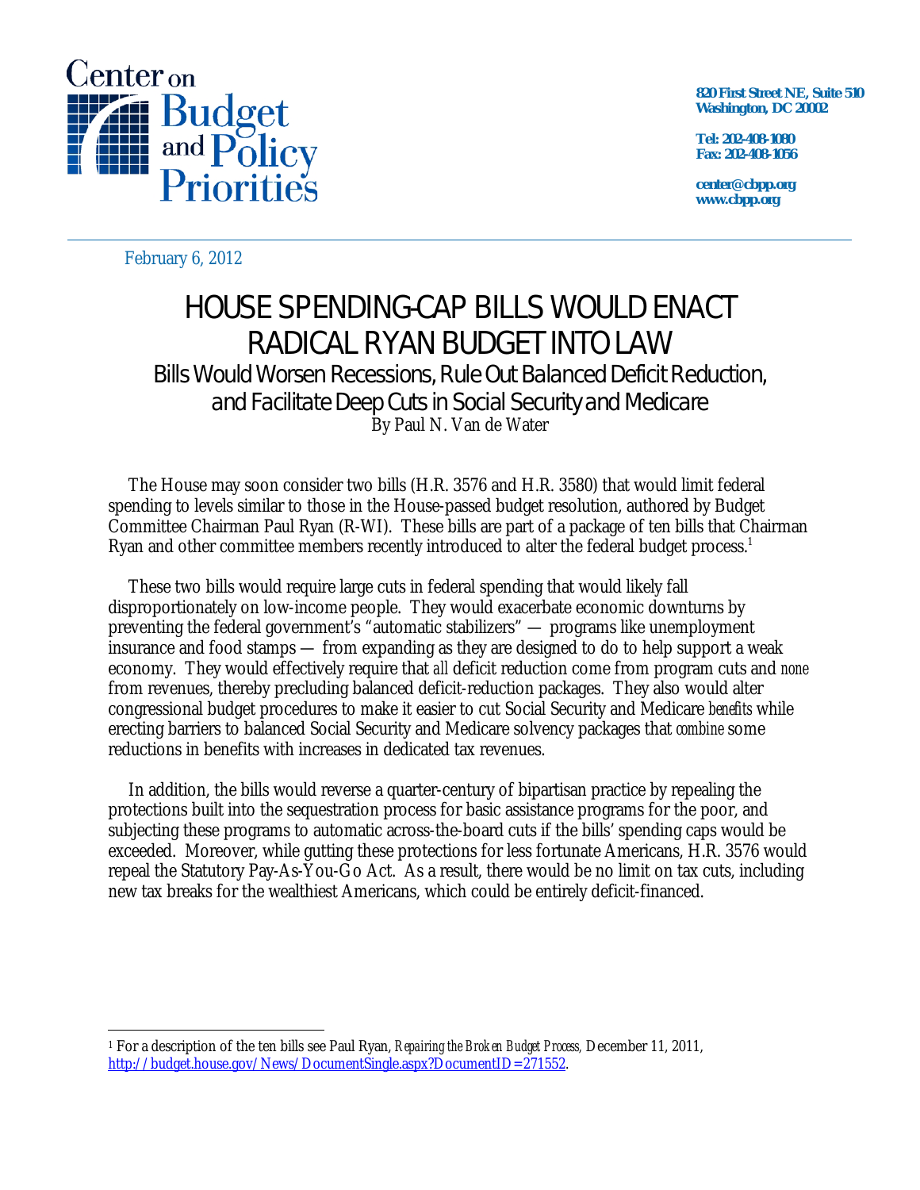Center on Budget and Policy Priorities

820 First Street NE, Suite 510
Washington, DC 20002

Tel: 202-408-1080
Fax: 202-408-1056

center@cbpp.org
www.cbpp.org

February 6, 2012

# HOUSE SPENDING-CAP BILLS WOULD ENACT RADICAL RYAN BUDGET INTO LAW

## Bills Would Worsen Recessions, Rule Out Balanced Deficit Reduction, and Facilitate Deep Cuts in Social Security and Medicare

By Paul N. Van de Water

The House may soon consider two bills (H.R. 3576 and H.R. 3580) that would limit federal spending to levels similar to those in the House-passed budget resolution, authored by Budget Committee Chairman Paul Ryan (R-WI). These bills are part of a package of ten bills that Chairman Ryan and other committee members recently introduced to alter the federal budget process.[1]

These two bills would require large cuts in federal spending that would likely fall disproportionately on low-income people. They would exacerbate economic downturns by preventing the federal government's "automatic stabilizers" — programs like unemployment insurance and food stamps — from expanding as they are designed to do to help support a weak economy. They would effectively require that *all* deficit reduction come from program cuts and *none* from revenues, thereby precluding balanced deficit-reduction packages. They also would alter congressional budget procedures to make it easier to cut Social Security and Medicare *benefits* while erecting barriers to balanced Social Security and Medicare solvency packages that *combine* some reductions in benefits with increases in dedicated tax revenues.

In addition, the bills would reverse a quarter-century of bipartisan practice by repealing the protections built into the sequestration process for basic assistance programs for the poor, and subjecting these programs to automatic across-the-board cuts if the bills' spending caps would be exceeded. Moreover, while gutting these protections for less fortunate Americans, H.R. 3576 would repeal the Statutory Pay-As-You-Go Act. As a result, there would be no limit on tax cuts, including new tax breaks for the wealthiest Americans, which could be entirely deficit-financed.

---

[1] For a description of the ten bills see Paul Ryan, *Repairing the Broken Budget Process,* December 11, 2011, http://budget.house.gov/News/DocumentSingle.aspx?DocumentID=271552.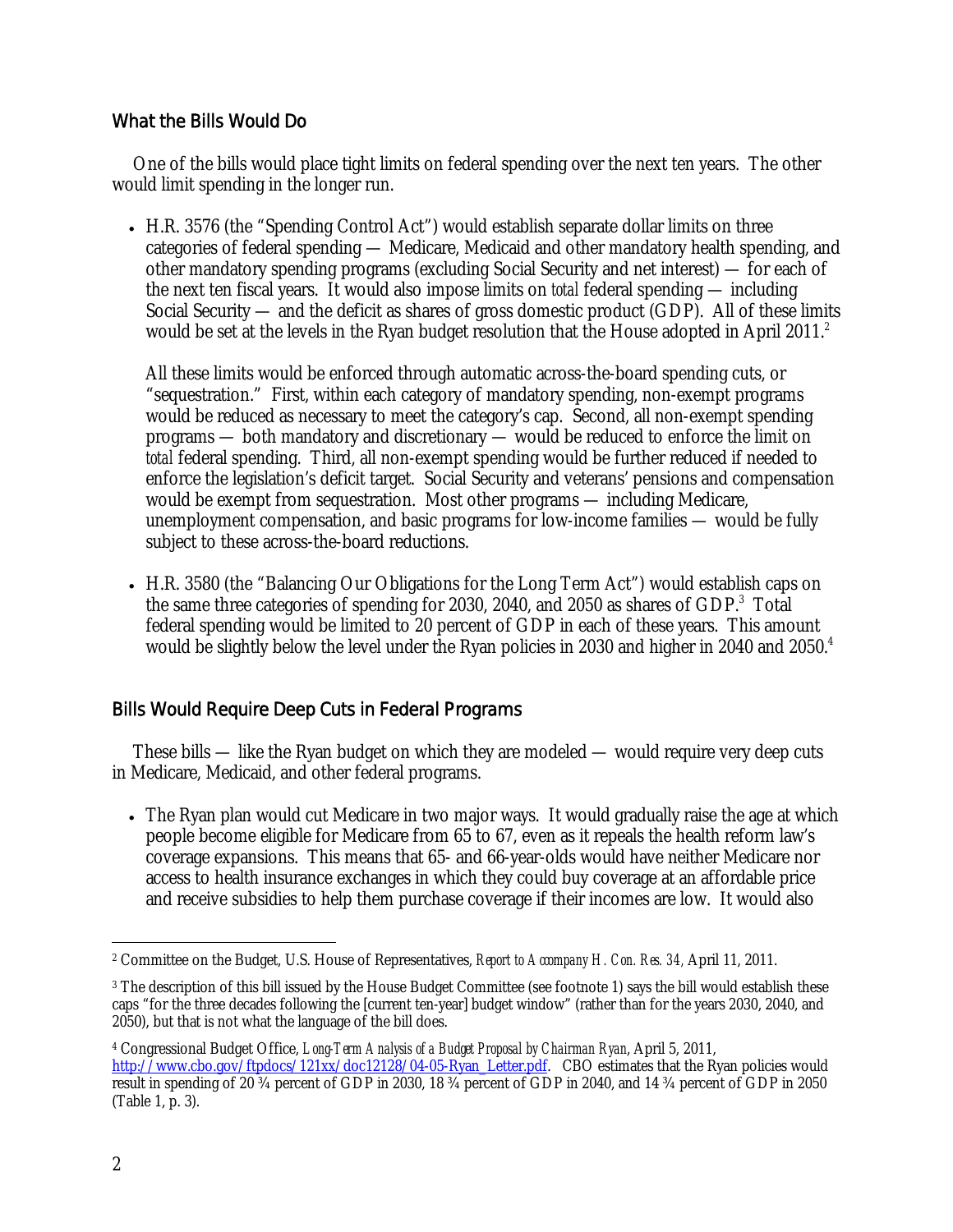## What the Bills Would Do

One of the bills would place tight limits on federal spending over the next ten years. The other would limit spending in the longer run.

- H.R. 3576 (the "Spending Control Act") would establish separate dollar limits on three categories of federal spending — Medicare, Medicaid and other mandatory health spending, and other mandatory spending programs (excluding Social Security and net interest) — for each of the next ten fiscal years. It would also impose limits on *total* federal spending — including Social Security — and the deficit as shares of gross domestic product (GDP). All of these limits would be set at the levels in the Ryan budget resolution that the House adopted in April 2011.[2]

  All these limits would be enforced through automatic across-the-board spending cuts, or "sequestration." First, within each category of mandatory spending, non-exempt programs would be reduced as necessary to meet the category's cap. Second, all non-exempt spending programs — both mandatory and discretionary — would be reduced to enforce the limit on *total* federal spending. Third, all non-exempt spending would be further reduced if needed to enforce the legislation's deficit target. Social Security and veterans' pensions and compensation would be exempt from sequestration. Most other programs — including Medicare, unemployment compensation, and basic programs for low-income families — would be fully subject to these across-the-board reductions.

- H.R. 3580 (the "Balancing Our Obligations for the Long Term Act") would establish caps on the same three categories of spending for 2030, 2040, and 2050 as shares of GDP.[3] Total federal spending would be limited to 20 percent of GDP in each of these years. This amount would be slightly below the level under the Ryan policies in 2030 and higher in 2040 and 2050.[4]

## Bills Would Require Deep Cuts in Federal Programs

These bills — like the Ryan budget on which they are modeled — would require very deep cuts in Medicare, Medicaid, and other federal programs.

- The Ryan plan would cut Medicare in two major ways. It would gradually raise the age at which people become eligible for Medicare from 65 to 67, even as it repeals the health reform law's coverage expansions. This means that 65- and 66-year-olds would have neither Medicare nor access to health insurance exchanges in which they could buy coverage at an affordable price and receive subsidies to help them purchase coverage if their incomes are low. It would also

---

[2] Committee on the Budget, U.S. House of Representatives, *Report to Accompany H. Con. Res. 34,* April 11, 2011.

[3] The description of this bill issued by the House Budget Committee (see footnote 1) says the bill would establish these caps "for the three decades following the [current ten-year] budget window" (rather than for the years 2030, 2040, and 2050), but that is not what the language of the bill does.

[4] Congressional Budget Office, *Long-Term Analysis of a Budget Proposal by Chairman Ryan*, April 5, 2011, http://www.cbo.gov/ftpdocs/121xx/doc12128/04-05-Ryan_Letter.pdf. CBO estimates that the Ryan policies would result in spending of 20 ¾ percent of GDP in 2030, 18 ¾ percent of GDP in 2040, and 14 ¾ percent of GDP in 2050 (Table 1, p. 3).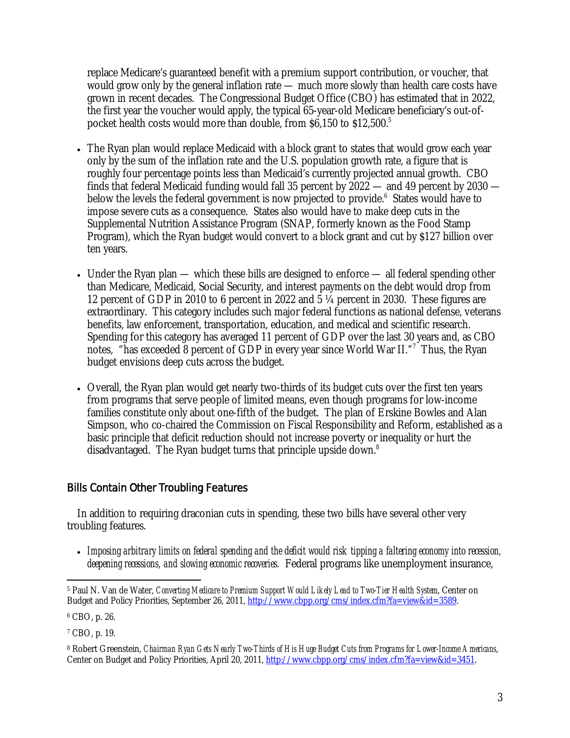replace Medicare's guaranteed benefit with a premium support contribution, or voucher, that would grow only by the general inflation rate — much more slowly than health care costs have grown in recent decades. The Congressional Budget Office (CBO) has estimated that in 2022, the first year the voucher would apply, the typical 65-year-old Medicare beneficiary's out-of-pocket health costs would more than double, from $6,150 to $12,500.[5]

- The Ryan plan would replace Medicaid with a block grant to states that would grow each year only by the sum of the inflation rate and the U.S. population growth rate, a figure that is roughly four percentage points less than Medicaid's currently projected annual growth. CBO finds that federal Medicaid funding would fall 35 percent by 2022 — and 49 percent by 2030 — below the levels the federal government is now projected to provide.[6] States would have to impose severe cuts as a consequence. States also would have to make deep cuts in the Supplemental Nutrition Assistance Program (SNAP, formerly known as the Food Stamp Program), which the Ryan budget would convert to a block grant and cut by $127 billion over ten years.

- Under the Ryan plan — which these bills are designed to enforce — all federal spending other than Medicare, Medicaid, Social Security, and interest payments on the debt would drop from 12 percent of GDP in 2010 to 6 percent in 2022 and 5 ¼ percent in 2030. These figures are extraordinary. This category includes such major federal functions as national defense, veterans benefits, law enforcement, transportation, education, and medical and scientific research. Spending for this category has averaged 11 percent of GDP over the last 30 years and, as CBO notes, "has exceeded 8 percent of GDP in every year since World War II."[7] Thus, the Ryan budget envisions deep cuts across the budget.

- Overall, the Ryan plan would get nearly two-thirds of its budget cuts over the first ten years from programs that serve people of limited means, even though programs for low-income families constitute only about one-fifth of the budget. The plan of Erskine Bowles and Alan Simpson, who co-chaired the Commission on Fiscal Responsibility and Reform, established as a basic principle that deficit reduction should not increase poverty or inequality or hurt the disadvantaged. The Ryan budget turns that principle upside down.[8]

## Bills Contain Other Troubling Features

In addition to requiring draconian cuts in spending, these two bills have several other very troubling features.

- *Imposing arbitrary limits on federal spending and the deficit would risk tipping a faltering economy into recession, deepening recessions, and slowing economic recoveries.* Federal programs like unemployment insurance,

---

[5] Paul N. Van de Water, *Converting Medicare to Premium Support Would Likely Lead to Two-Tier Health System*, Center on Budget and Policy Priorities, September 26, 2011, http://www.cbpp.org/cms/index.cfm?fa=view&id=3589.

[6] CBO, p. 26.

[7] CBO, p. 19.

[8] Robert Greenstein, *Chairman Ryan Gets Nearly Two-Thirds of His Huge Budget Cuts from Programs for Lower-Income Americans*, Center on Budget and Policy Priorities, April 20, 2011, http://www.cbpp.org/cms/index.cfm?fa=view&id=3451.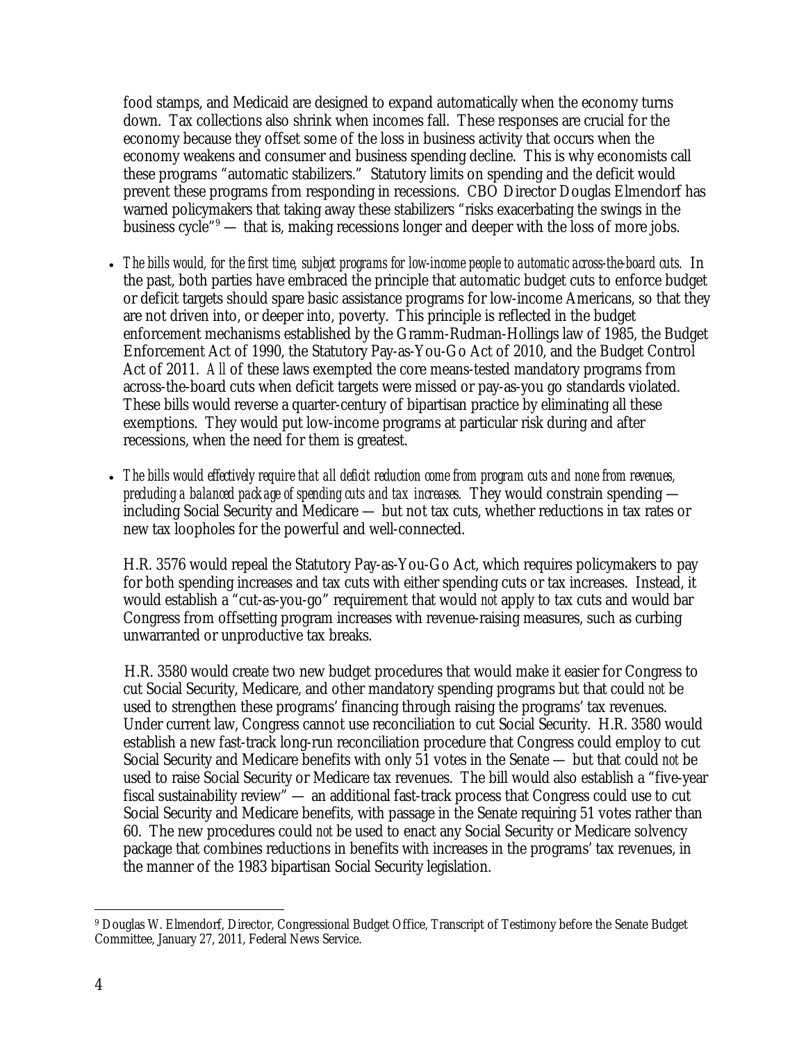food stamps, and Medicaid are designed to expand automatically when the economy turns down. Tax collections also shrink when incomes fall. These responses are crucial for the economy because they offset some of the loss in business activity that occurs when the economy weakens and consumer and business spending decline. This is why economists call these programs "automatic stabilizers." Statutory limits on spending and the deficit would prevent these programs from responding in recessions. CBO Director Douglas Elmendorf has warned policymakers that taking away these stabilizers "risks exacerbating the swings in the business cycle"[9] — that is, making recessions longer and deeper with the loss of more jobs.

- *The bills would, for the first time, subject programs for low-income people to automatic across-the-board cuts.* In the past, both parties have embraced the principle that automatic budget cuts to enforce budget or deficit targets should spare basic assistance programs for low-income Americans, so that they are not driven into, or deeper into, poverty. This principle is reflected in the budget enforcement mechanisms established by the Gramm-Rudman-Hollings law of 1985, the Budget Enforcement Act of 1990, the Statutory Pay-as-You-Go Act of 2010, and the Budget Control Act of 2011. *All* of these laws exempted the core means-tested mandatory programs from across-the-board cuts when deficit targets were missed or pay-as-you go standards violated. These bills would reverse a quarter-century of bipartisan practice by eliminating all these exemptions. They would put low-income programs at particular risk during and after recessions, when the need for them is greatest.

- *The bills would effectively require that all deficit reduction come from program cuts and none from revenues, precluding a balanced package of spending cuts and tax increases.* They would constrain spending — including Social Security and Medicare — but not tax cuts, whether reductions in tax rates or new tax loopholes for the powerful and well-connected.

  H.R. 3576 would repeal the Statutory Pay-as-You-Go Act, which requires policymakers to pay for both spending increases and tax cuts with either spending cuts or tax increases. Instead, it would establish a "cut-as-you-go" requirement that would *not* apply to tax cuts and would bar Congress from offsetting program increases with revenue-raising measures, such as curbing unwarranted or unproductive tax breaks.

  H.R. 3580 would create two new budget procedures that would make it easier for Congress to cut Social Security, Medicare, and other mandatory spending programs but that could *not* be used to strengthen these programs' financing through raising the programs' tax revenues. Under current law, Congress cannot use reconciliation to cut Social Security. H.R. 3580 would establish a new fast-track long-run reconciliation procedure that Congress could employ to cut Social Security and Medicare benefits with only 51 votes in the Senate — but that could *not* be used to raise Social Security or Medicare tax revenues. The bill would also establish a "five-year fiscal sustainability review" — an additional fast-track process that Congress could use to cut Social Security and Medicare benefits, with passage in the Senate requiring 51 votes rather than 60. The new procedures could *not* be used to enact any Social Security or Medicare solvency package that combines reductions in benefits with increases in the programs' tax revenues, in the manner of the 1983 bipartisan Social Security legislation.

[9] Douglas W. Elmendorf, Director, Congressional Budget Office, Transcript of Testimony before the Senate Budget Committee, January 27, 2011, Federal News Service.